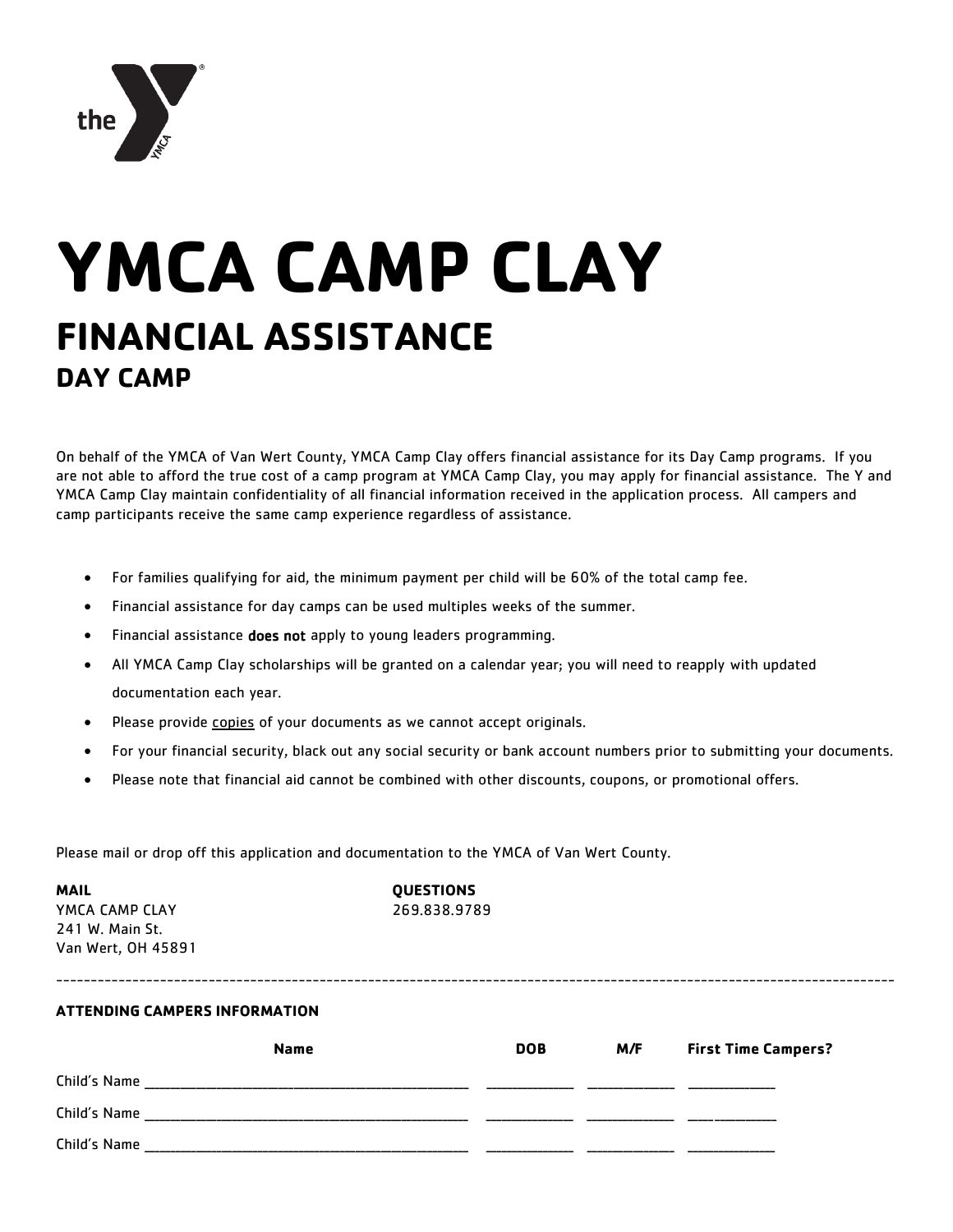# YMCA CAMP CLAY

## FINANCIAL ASSISTANCE

### DAY CAMP

On behalf of the YMCA of Van Wert County, YMCA Camp Clay offers financial assistance for its Day Camp programs. If you are not able to afford the true cost of a camp program at YMCA Camp Clay, you may apply for financial assistance. The Y and YMCA Camp Clay maintain confidentiality of all financial information received in the application process. All campers and camp participants receive the same camp experience regardless of assistance.

- For families qualifying for aid, the minimum payment per child will be 60% of the total camp fee.
- Financial assistance for day camps can be used multiples weeks of the summer.
- Financial assistance **does not** apply to young leaders programming.
- All YMCA Camp Clay scholarships will be granted on a calendar year; you will need to reapply with updated documentation each year.
- Please provide <u>copies</u> of your documents as we cannot accept originals.
- For your financial security, black out any social security or bank account numbers prior to submitting your documents.
- Please note that financial aid cannot be combined with other discounts, coupons, or promotional offers.

Please mail or drop off this application and documentation to the YMCA of Van Wert County.

**MAIL**
YMCA CAMP CLAY
241 W. Main St.
Van Wert, OH 45891

**QUESTIONS**
269.838.9789

---

**ATTENDING CAMPERS INFORMATION**

| | Name | DOB | M/F | First Time Campers? |
|---|---|---|---|---|
| Child's Name | ___________________ | ________ | ________ | ________ |
| Child's Name | ___________________ | ________ | ________ | ________ |
| Child's Name | ___________________ | ________ | ________ | ________ |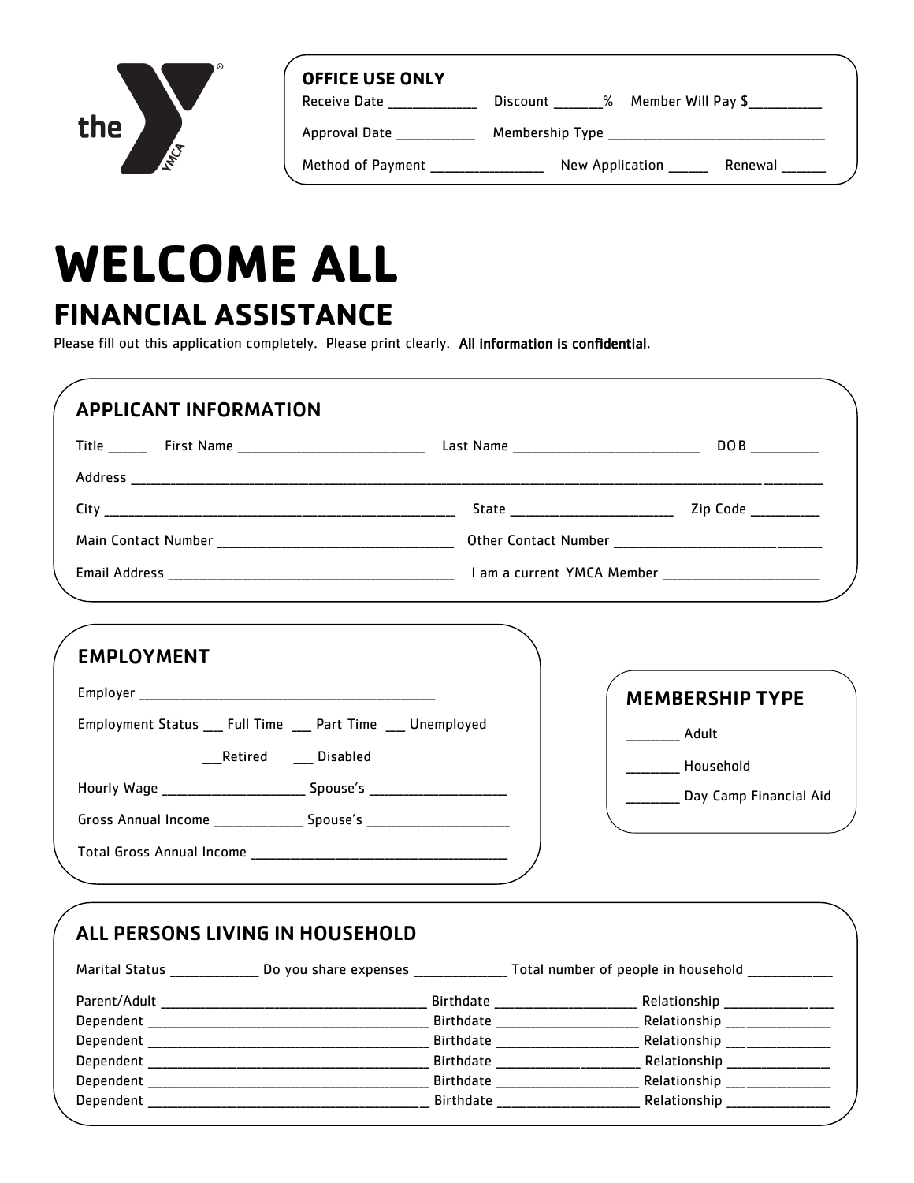the Y YMCA

**OFFICE USE ONLY**

Receive Date ____________ Discount _______% Member Will Pay $__________

Approval Date ___________ Membership Type _______________________________

Method of Payment ________________ New Application ______ Renewal ______

# WELCOME ALL

## FINANCIAL ASSISTANCE

Please fill out this application completely. Please print clearly. **All information is confidential**.

### APPLICANT INFORMATION

Title _____ First Name __________________________ Last Name __________________________ DOB __________

Address ________________________________________________________________________________________________

City ___________________________________________________ State _______________________ Zip Code __________

Main Contact Number __________________________________ Other Contact Number _______________________________

Email Address _________________________________________ I am a current YMCA Member _______________________

### EMPLOYMENT

Employer ___________________________________________

Employment Status ___ Full Time ___ Part Time ___ Unemployed

___Retired ___ Disabled

Hourly Wage ____________________ Spouse's ____________________

Gross Annual Income _____________ Spouse's ____________________

Total Gross Annual Income ______________________________________

### MEMBERSHIP TYPE

________ Adult

________ Household

________ Day Camp Financial Aid

### ALL PERSONS LIVING IN HOUSEHOLD

Marital Status ____________ Do you share expenses _____________ Total number of people in household ____________

Parent/Adult _______________________________________ Birthdate ____________________ Relationship ________________

Dependent _________________________________________ Birthdate ____________________ Relationship ________________

Dependent _________________________________________ Birthdate ____________________ Relationship ________________

Dependent _________________________________________ Birthdate ____________________ Relationship ________________

Dependent _________________________________________ Birthdate ____________________ Relationship ________________

Dependent _________________________________________ Birthdate ____________________ Relationship ________________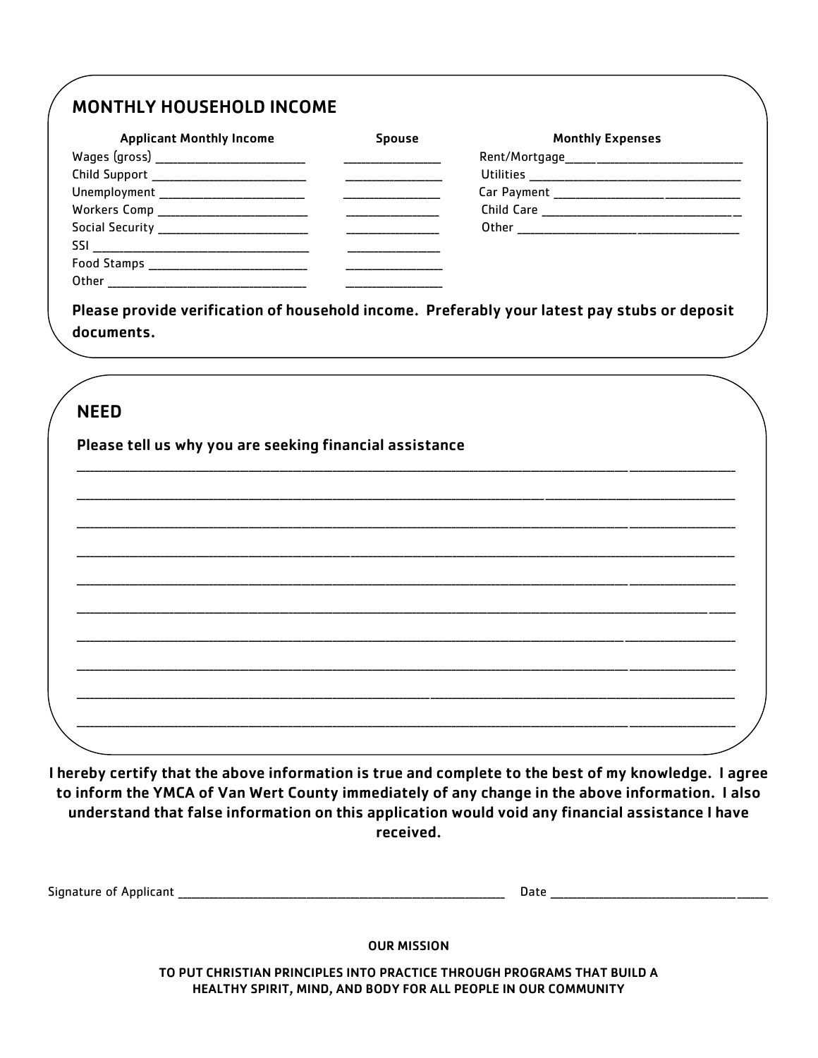## MONTHLY HOUSEHOLD INCOME

| Applicant Monthly Income | Spouse | Monthly Expenses |
| --- | --- | --- |
| Wages (gross) ____________ | ____________ | Rent/Mortgage ____________ |
| Child Support ____________ | ____________ | Utilities ____________ |
| Unemployment ____________ | ____________ | Car Payment ____________ |
| Workers Comp ____________ | ____________ | Child Care ____________ |
| Social Security ____________ | ____________ | Other ____________ |
| SSI ____________ | ____________ | |
| Food Stamps ____________ | ____________ | |
| Other ____________ | ____________ | |

**Please provide verification of household income. Preferably your latest pay stubs or deposit documents.**

## NEED

**Please tell us why you are seeking financial assistance**

________________________________________________________________________________

________________________________________________________________________________

________________________________________________________________________________

________________________________________________________________________________

________________________________________________________________________________

________________________________________________________________________________

________________________________________________________________________________

________________________________________________________________________________

________________________________________________________________________________

________________________________________________________________________________

**I hereby certify that the above information is true and complete to the best of my knowledge. I agree to inform the YMCA of Van Wert County immediately of any change in the above information. I also understand that false information on this application would void any financial assistance I have received.**

Signature of Applicant ______________________________ Date ____________________

**OUR MISSION**

**TO PUT CHRISTIAN PRINCIPLES INTO PRACTICE THROUGH PROGRAMS THAT BUILD A HEALTHY SPIRIT, MIND, AND BODY FOR ALL PEOPLE IN OUR COMMUNITY**